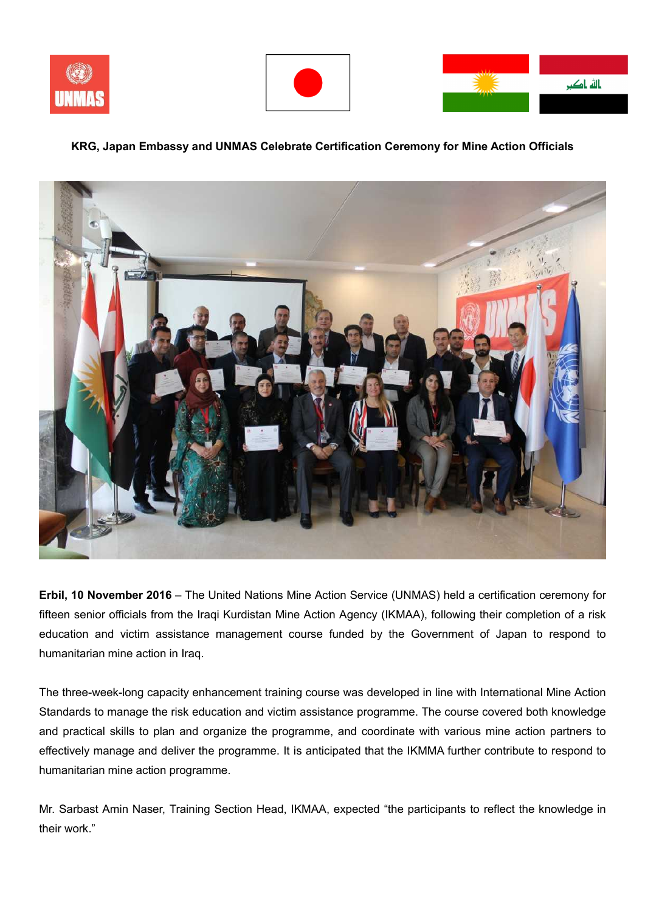**KRG, Japan Embassy and UNMAS Celebrate Certification Ceremony for Mine Action Officials**

**Erbil, 10 November 2016** – The United Nations Mine Action Service (UNMAS) held a certification ceremony for fifteen senior officials from the Iraqi Kurdistan Mine Action Agency (IKMAA), following their completion of a risk education and victim assistance management course funded by the Government of Japan to respond to humanitarian mine action in Iraq.

The three-week-long capacity enhancement training course was developed in line with International Mine Action Standards to manage the risk education and victim assistance programme. The course covered both knowledge and practical skills to plan and organize the programme, and coordinate with various mine action partners to effectively manage and deliver the programme. It is anticipated that the IKMMA further contribute to respond to humanitarian mine action programme.

Mr. Sarbast Amin Naser, Training Section Head, IKMAA, expected "the participants to reflect the knowledge in their work."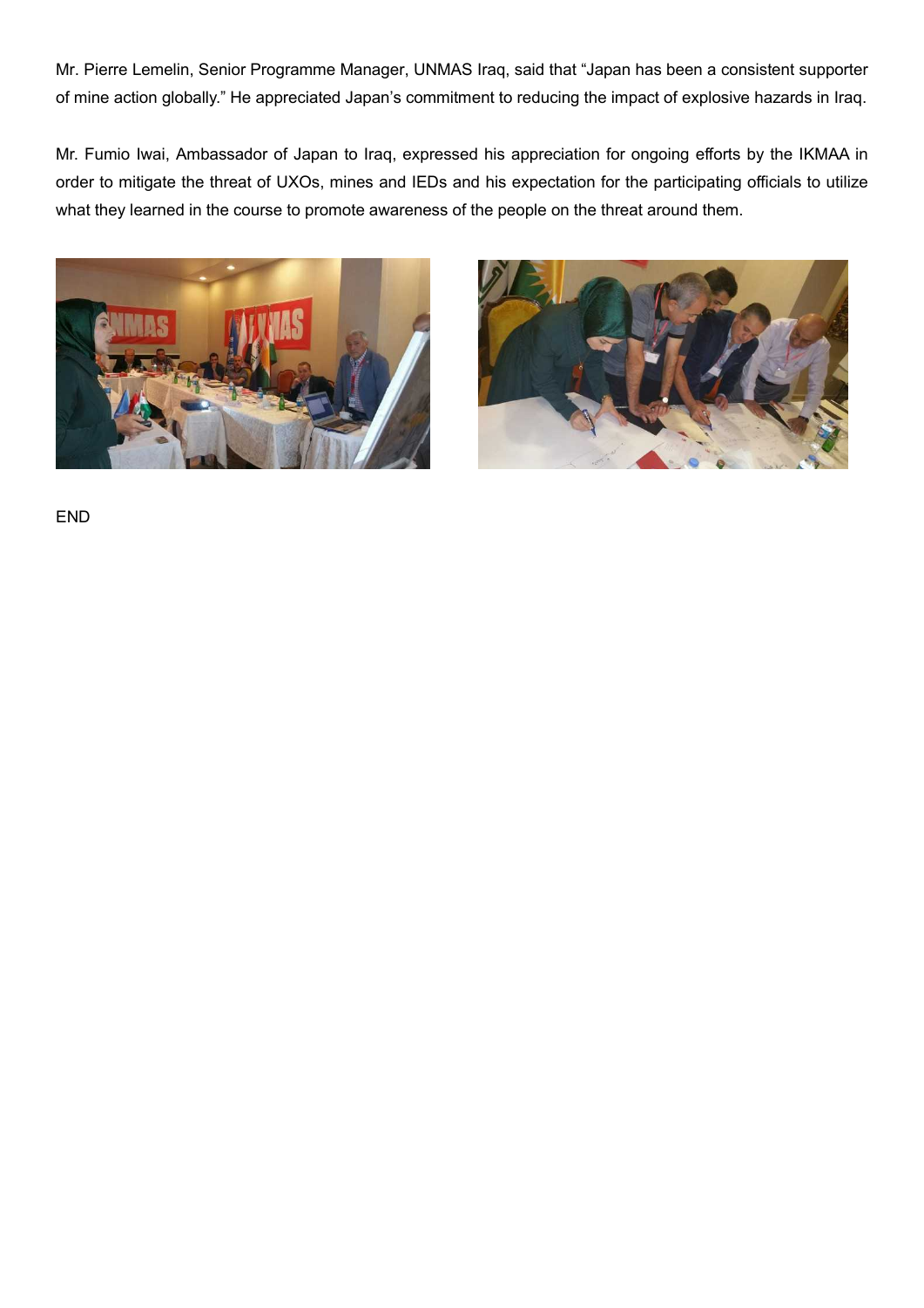Mr. Pierre Lemelin, Senior Programme Manager, UNMAS Iraq, said that “Japan has been a consistent supporter of mine action globally.” He appreciated Japan’s commitment to reducing the impact of explosive hazards in Iraq.

Mr. Fumio Iwai, Ambassador of Japan to Iraq, expressed his appreciation for ongoing efforts by the IKMAA in order to mitigate the threat of UXOs, mines and IEDs and his expectation for the participating officials to utilize what they learned in the course to promote awareness of the people on the threat around them.

END